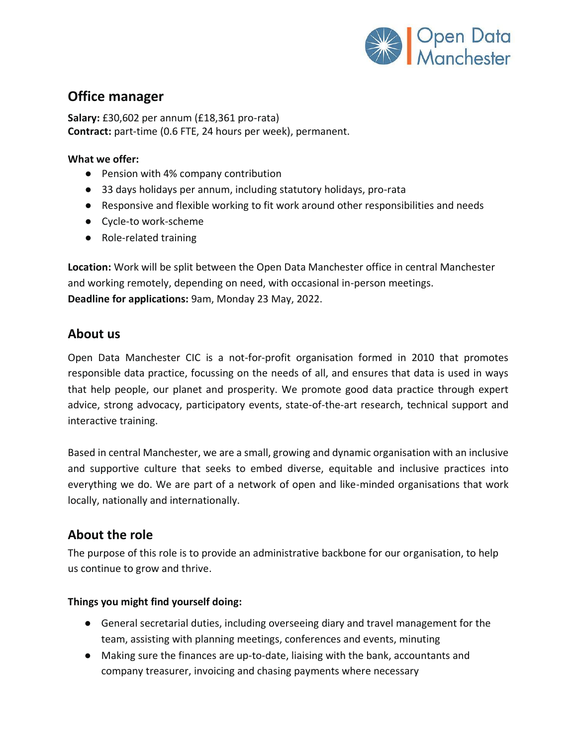# Office manager

**Salary:** £30,602 per annum (£18,361 pro-rata)
**Contract:** part-time (0.6 FTE, 24 hours per week), permanent.

**What we offer:**

- Pension with 4% company contribution
- 33 days holidays per annum, including statutory holidays, pro-rata
- Responsive and flexible working to fit work around other responsibilities and needs
- Cycle-to work-scheme
- Role-related training

**Location:** Work will be split between the Open Data Manchester office in central Manchester and working remotely, depending on need, with occasional in-person meetings.
**Deadline for applications:** 9am, Monday 23 May, 2022.

## About us

Open Data Manchester CIC is a not-for-profit organisation formed in 2010 that promotes responsible data practice, focussing on the needs of all, and ensures that data is used in ways that help people, our planet and prosperity. We promote good data practice through expert advice, strong advocacy, participatory events, state-of-the-art research, technical support and interactive training.

Based in central Manchester, we are a small, growing and dynamic organisation with an inclusive and supportive culture that seeks to embed diverse, equitable and inclusive practices into everything we do. We are part of a network of open and like-minded organisations that work locally, nationally and internationally.

## About the role

The purpose of this role is to provide an administrative backbone for our organisation, to help us continue to grow and thrive.

**Things you might find yourself doing:**

- General secretarial duties, including overseeing diary and travel management for the team, assisting with planning meetings, conferences and events, minuting
- Making sure the finances are up-to-date, liaising with the bank, accountants and company treasurer, invoicing and chasing payments where necessary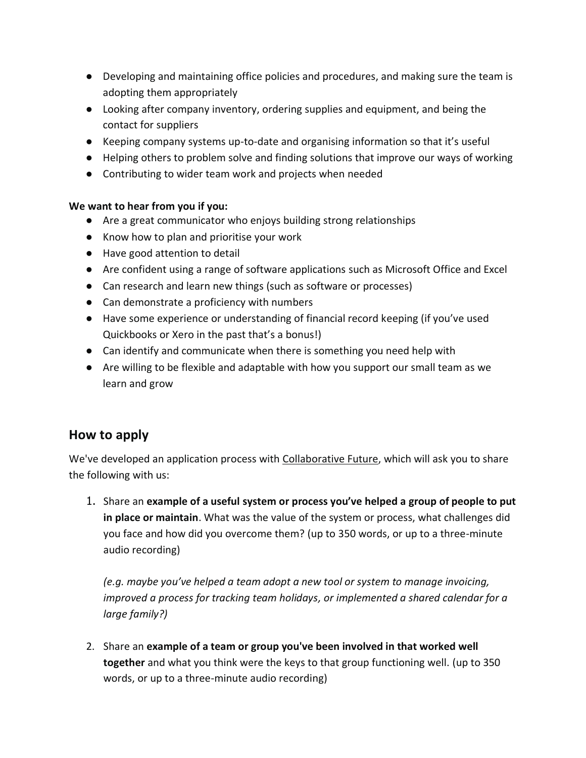- Developing and maintaining office policies and procedures, and making sure the team is adopting them appropriately
- Looking after company inventory, ordering supplies and equipment, and being the contact for suppliers
- Keeping company systems up-to-date and organising information so that it's useful
- Helping others to problem solve and finding solutions that improve our ways of working
- Contributing to wider team work and projects when needed

**We want to hear from you if you:**

- Are a great communicator who enjoys building strong relationships
- Know how to plan and prioritise your work
- Have good attention to detail
- Are confident using a range of software applications such as Microsoft Office and Excel
- Can research and learn new things (such as software or processes)
- Can demonstrate a proficiency with numbers
- Have some experience or understanding of financial record keeping (if you've used Quickbooks or Xero in the past that's a bonus!)
- Can identify and communicate when there is something you need help with
- Are willing to be flexible and adaptable with how you support our small team as we learn and grow

## How to apply

We've developed an application process with Collaborative Future, which will ask you to share the following with us:

1. Share an **example of a useful system or process you've helped a group of people to put in place or maintain**. What was the value of the system or process, what challenges did you face and how did you overcome them? (up to 350 words, or up to a three-minute audio recording)

   *(e.g. maybe you've helped a team adopt a new tool or system to manage invoicing, improved a process for tracking team holidays, or implemented a shared calendar for a large family?)*

2. Share an **example of a team or group you've been involved in that worked well together** and what you think were the keys to that group functioning well. (up to 350 words, or up to a three-minute audio recording)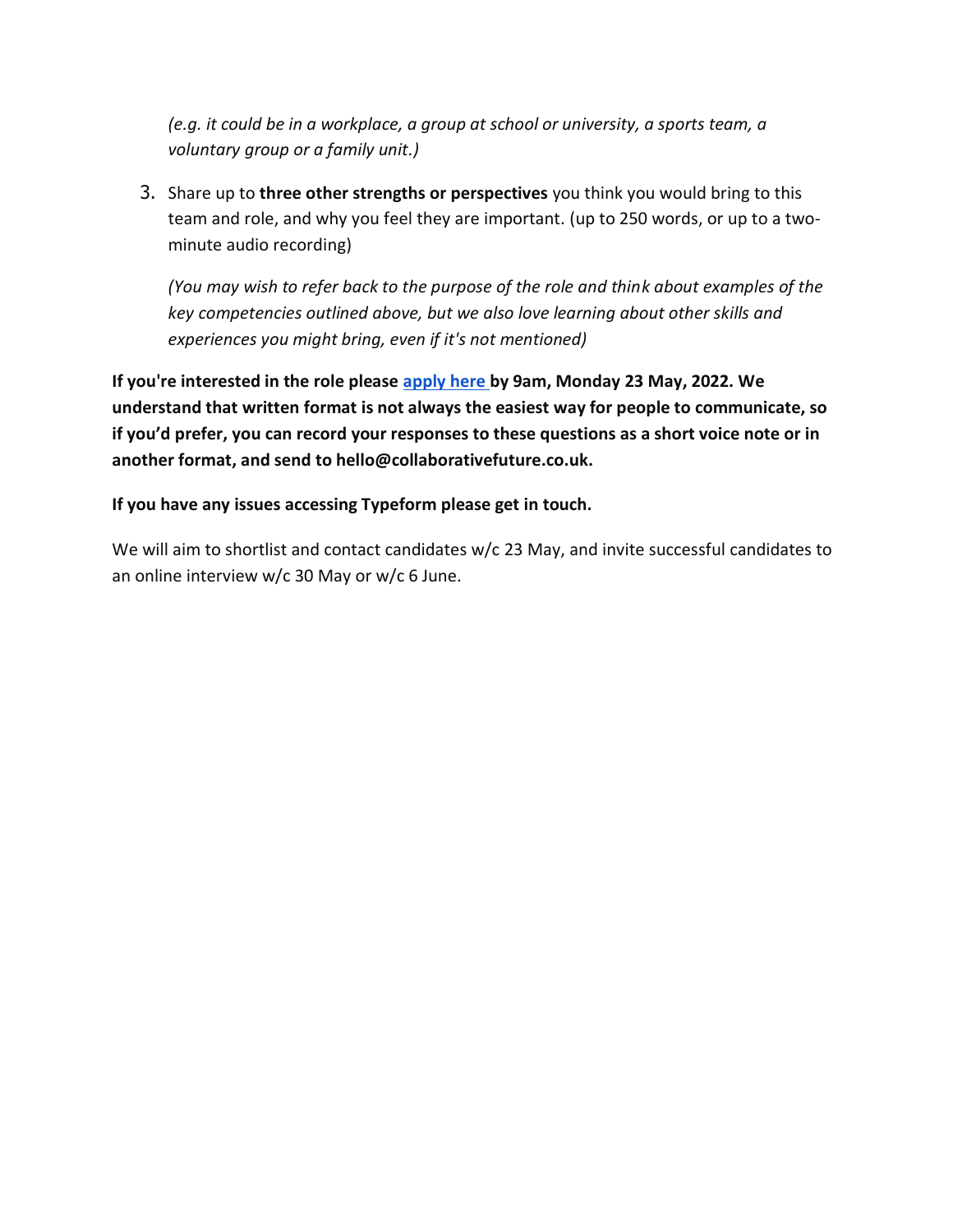*(e.g. it could be in a workplace, a group at school or university, a sports team, a voluntary group or a family unit.)*

3. Share up to **three other strengths or perspectives** you think you would bring to this team and role, and why you feel they are important. (up to 250 words, or up to a two-minute audio recording)

   *(You may wish to refer back to the purpose of the role and think about examples of the key competencies outlined above, but we also love learning about other skills and experiences you might bring, even if it's not mentioned)*

**If you're interested in the role please apply here by 9am, Monday 23 May, 2022. We understand that written format is not always the easiest way for people to communicate, so if you'd prefer, you can record your responses to these questions as a short voice note or in another format, and send to hello@collaborativefuture.co.uk.**

**If you have any issues accessing Typeform please get in touch.**

We will aim to shortlist and contact candidates w/c 23 May, and invite successful candidates to an online interview w/c 30 May or w/c 6 June.